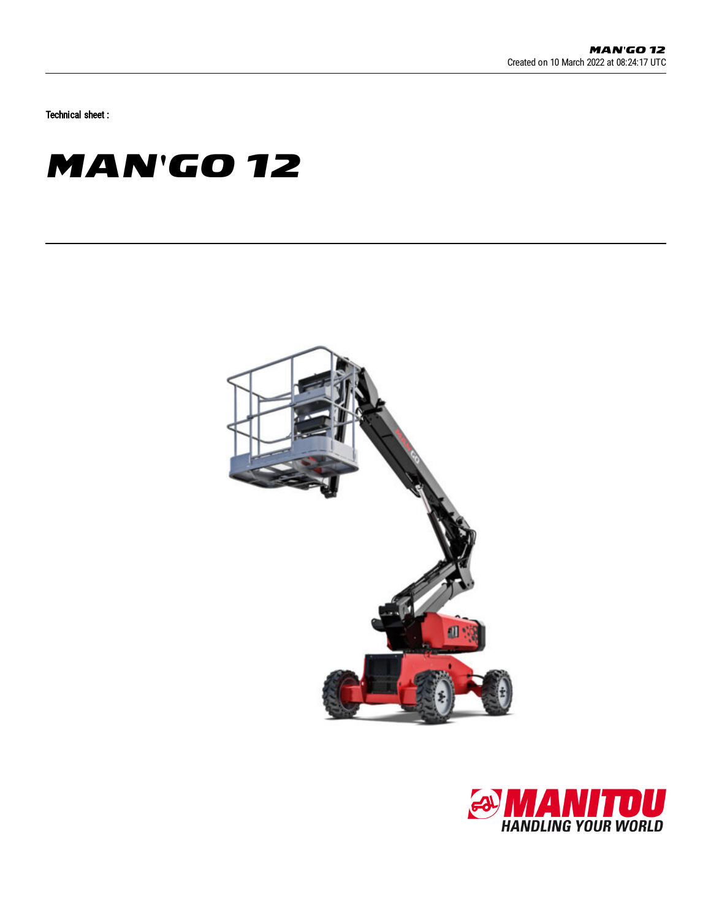Technical sheet :

# MAN'GO 12

MANITOU
HANDLING YOUR WORLD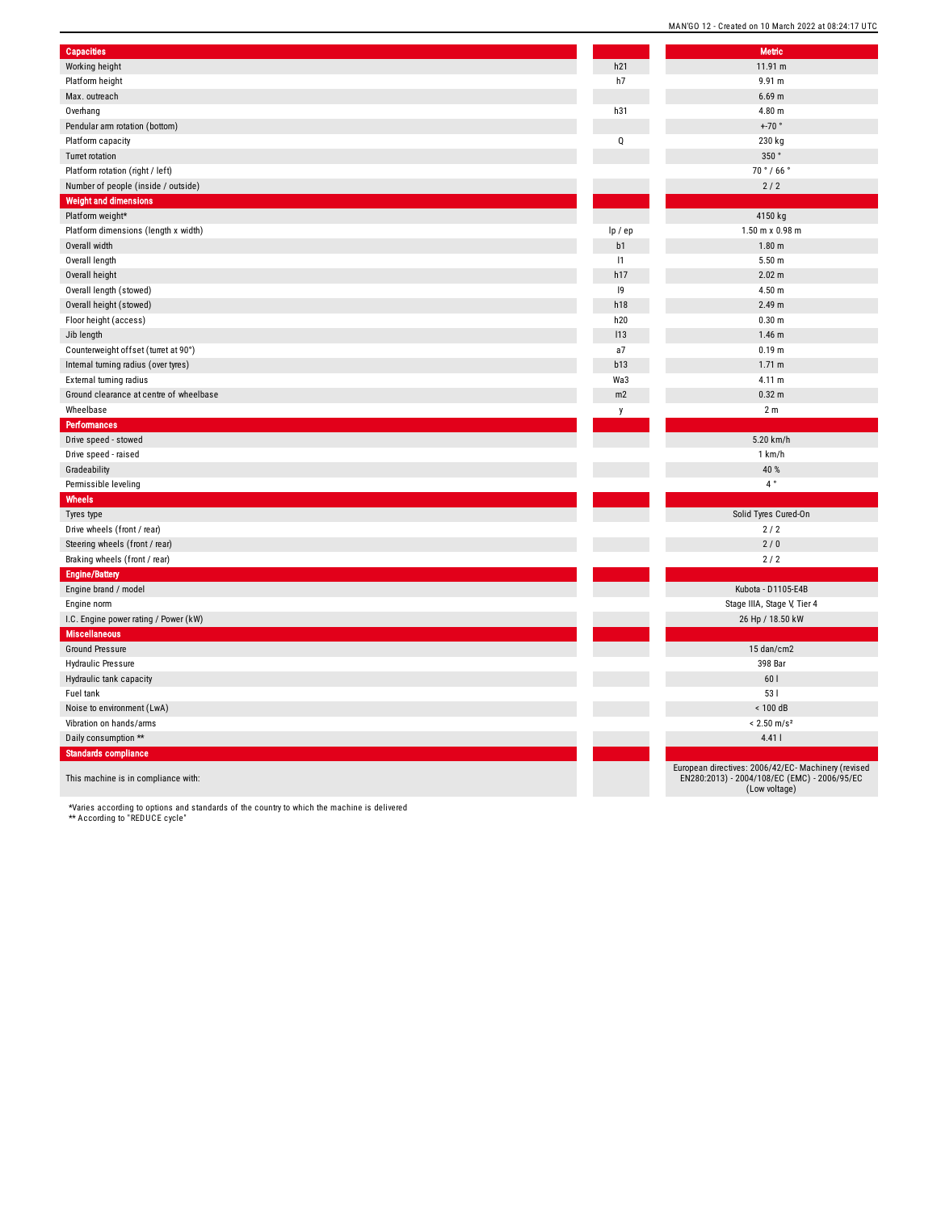| Capacities | | Metric |
|---|---|---|
| Working height | h21 | 11.91 m |
| Platform height | h7 | 9.91 m |
| Max. outreach | | 6.69 m |
| Overhang | h31 | 4.80 m |
| Pendular arm rotation (bottom) | | +-70 ° |
| Platform capacity | Q | 230 kg |
| Turret rotation | | 350 ° |
| Platform rotation (right / left) | | 70 ° / 66 ° |
| Number of people (inside / outside) | | 2 / 2 |
| **Weight and dimensions** | | |
| Platform weight* | | 4150 kg |
| Platform dimensions (length x width) | lp / ep | 1.50 m x 0.98 m |
| Overall width | b1 | 1.80 m |
| Overall length | l1 | 5.50 m |
| Overall height | h17 | 2.02 m |
| Overall length (stowed) | l9 | 4.50 m |
| Overall height (stowed) | h18 | 2.49 m |
| Floor height (access) | h20 | 0.30 m |
| Jib length | l13 | 1.46 m |
| Counterweight offset (turret at 90°) | a7 | 0.19 m |
| Internal turning radius (over tyres) | b13 | 1.71 m |
| External turning radius | Wa3 | 4.11 m |
| Ground clearance at centre of wheelbase | m2 | 0.32 m |
| Wheelbase | y | 2 m |
| **Performances** | | |
| Drive speed - stowed | | 5.20 km/h |
| Drive speed - raised | | 1 km/h |
| Gradeability | | 40 % |
| Permissible leveling | | 4 ° |
| **Wheels** | | |
| Tyres type | | Solid Tyres Cured-On |
| Drive wheels (front / rear) | | 2 / 2 |
| Steering wheels (front / rear) | | 2 / 0 |
| Braking wheels (front / rear) | | 2 / 2 |
| **Engine/Battery** | | |
| Engine brand / model | | Kubota - D1105-E4B |
| Engine norm | | Stage IIIA, Stage V, Tier 4 |
| I.C. Engine power rating / Power (kW) | | 26 Hp / 18.50 kW |
| **Miscellaneous** | | |
| Ground Pressure | | 15 dan/cm2 |
| Hydraulic Pressure | | 398 Bar |
| Hydraulic tank capacity | | 60 l |
| Fuel tank | | 53 l |
| Noise to environment (LwA) | | < 100 dB |
| Vibration on hands/arms | | < 2.50 m/s² |
| Daily consumption ** | | 4.41 l |
| **Standards compliance** | | |
| This machine is in compliance with: | | European directives: 2006/42/EC- Machinery (revised EN280:2013) - 2004/108/EC (EMC) - 2006/95/EC (Low voltage) |

*Varies according to options and standards of the country to which the machine is delivered
** According to "REDUCE cycle"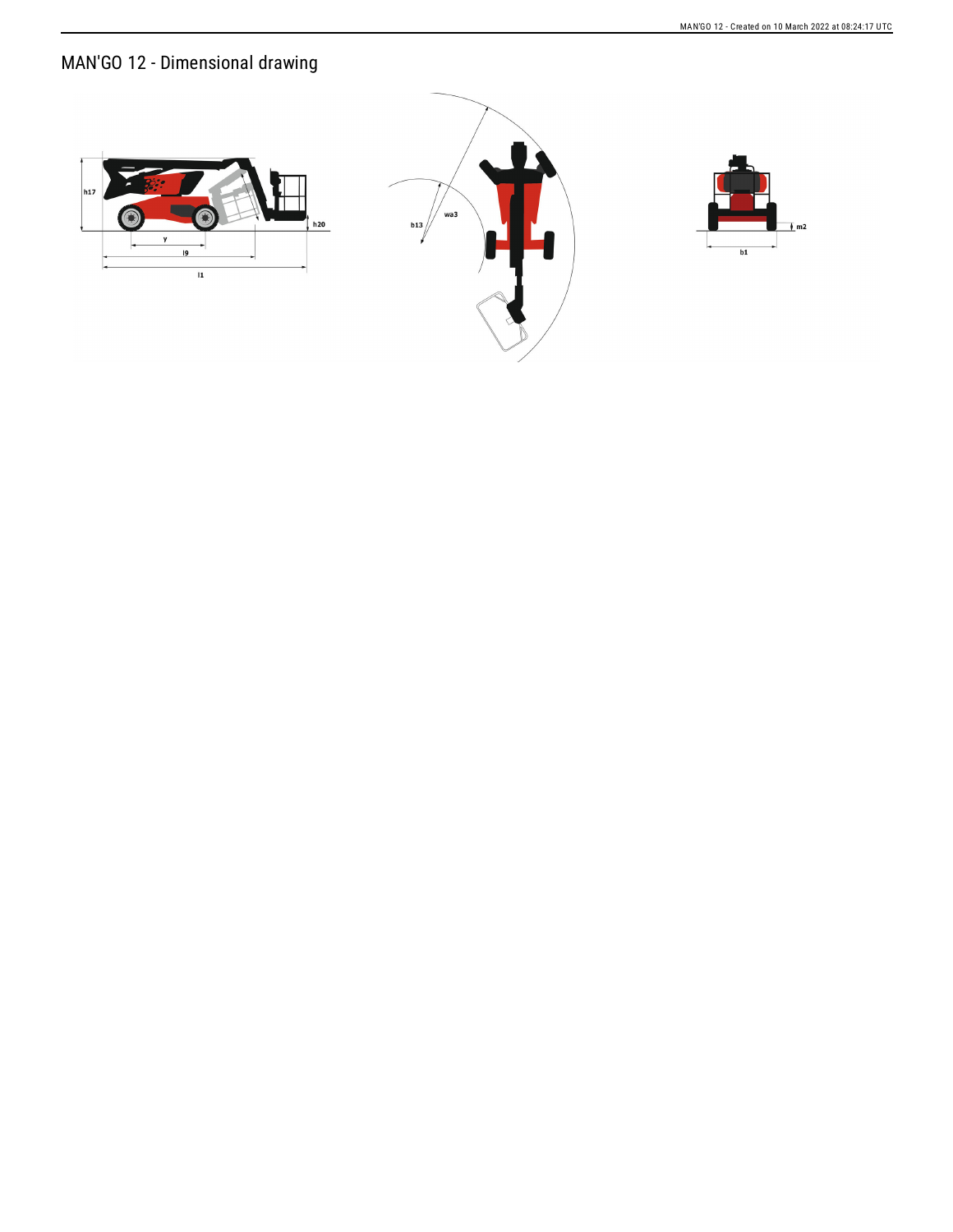# MAN'GO 12 - Dimensional drawing

h17

y

l9

l1

h20

b13

wa3

m2

b1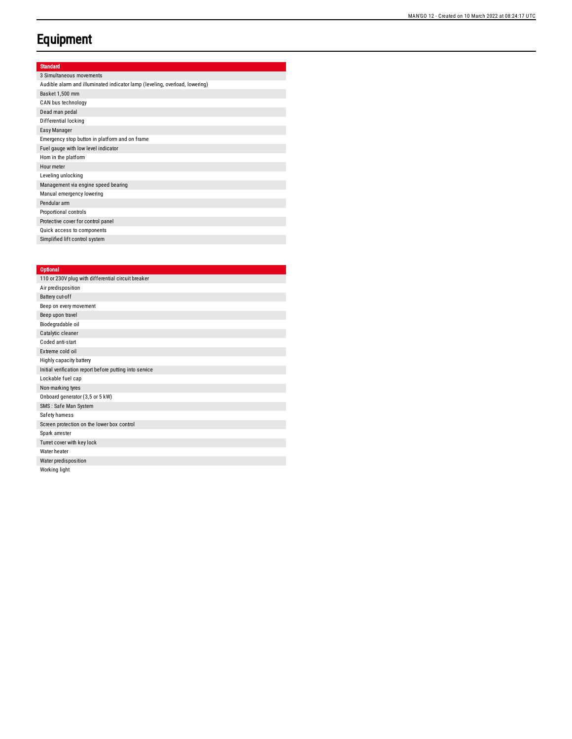# Equipment

| Standard |
| --- |
| 3 Simultaneous movements |
| Audible alarm and illuminated indicator lamp (leveling, overload, lowering) |
| Basket 1,500 mm |
| CAN bus technology |
| Dead man pedal |
| Differential locking |
| Easy Manager |
| Emergency stop button in platform and on frame |
| Fuel gauge with low level indicator |
| Horn in the platform |
| Hour meter |
| Leveling unlocking |
| Management via engine speed bearing |
| Manual emergency lowering |
| Pendular arm |
| Proportional controls |
| Protective cover for control panel |
| Quick access to components |
| Simplified lift control system |

| Optional |
| --- |
| 110 or 230V plug with differential circuit breaker |
| Air predisposition |
| Battery cut-off |
| Beep on every movement |
| Beep upon travel |
| Biodegradable oil |
| Catalytic cleaner |
| Coded anti-start |
| Extreme cold oil |
| Highly capacity battery |
| Initial verification report before putting into service |
| Lockable fuel cap |
| Non-marking tyres |
| Onboard generator (3,5 or 5 kW) |
| SMS : Safe Man System |
| Safety harness |
| Screen protection on the lower box control |
| Spark arrester |
| Turret cover with key lock |
| Water heater |
| Water predisposition |
| Working light |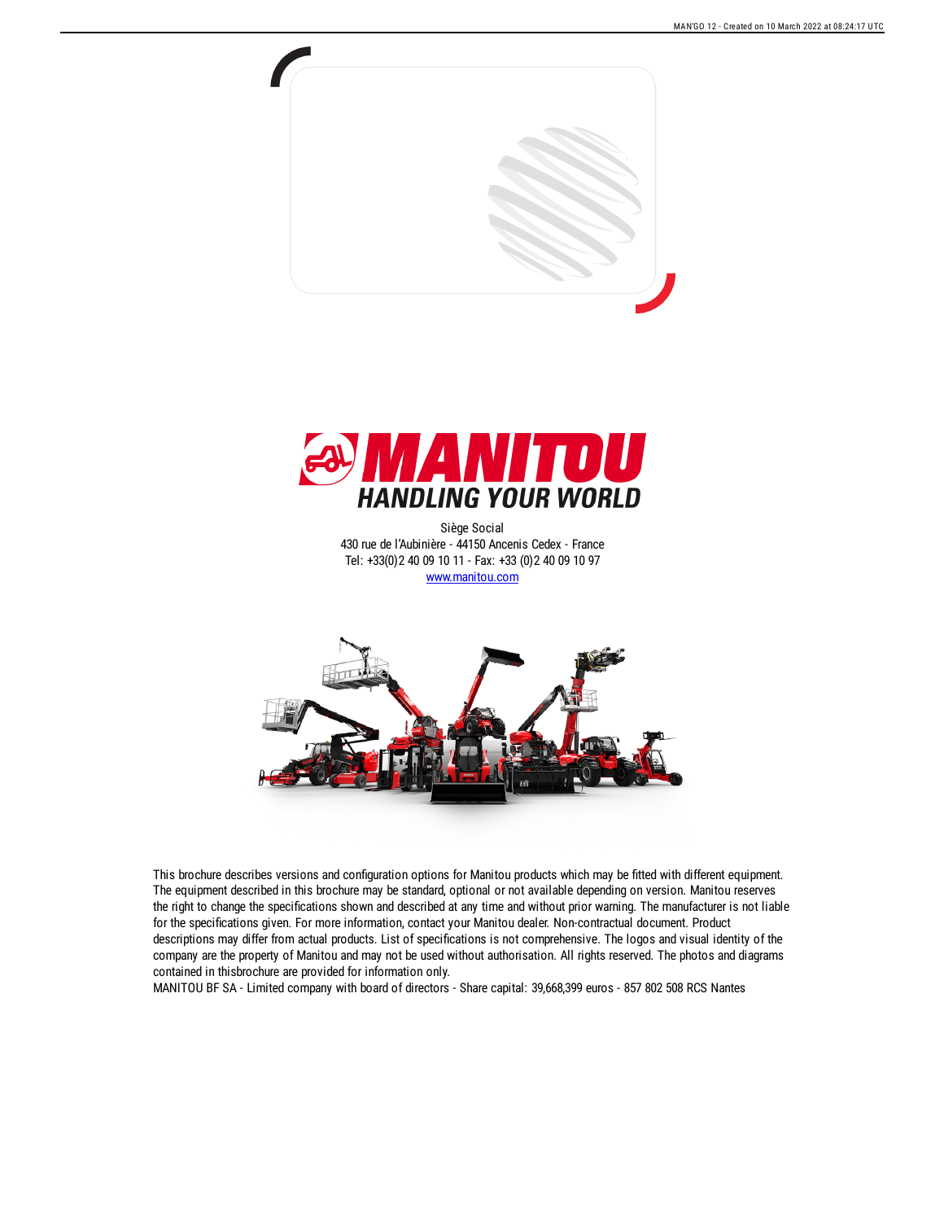MANITOU

HANDLING YOUR WORLD

Siège Social
430 rue de l'Aubinière - 44150 Ancenis Cedex - France
Tel: +33(0)2 40 09 10 11 - Fax: +33 (0)2 40 09 10 97
www.manitou.com

This brochure describes versions and configuration options for Manitou products which may be fitted with different equipment. The equipment described in this brochure may be standard, optional or not available depending on version. Manitou reserves the right to change the specifications shown and described at any time and without prior warning. The manufacturer is not liable for the specifications given. For more information, contact your Manitou dealer. Non-contractual document. Product descriptions may differ from actual products. List of specifications is not comprehensive. The logos and visual identity of the company are the property of Manitou and may not be used without authorisation. All rights reserved. The photos and diagrams contained in thisbrochure are provided for information only.
MANITOU BF SA - Limited company with board of directors - Share capital: 39,668,399 euros - 857 802 508 RCS Nantes